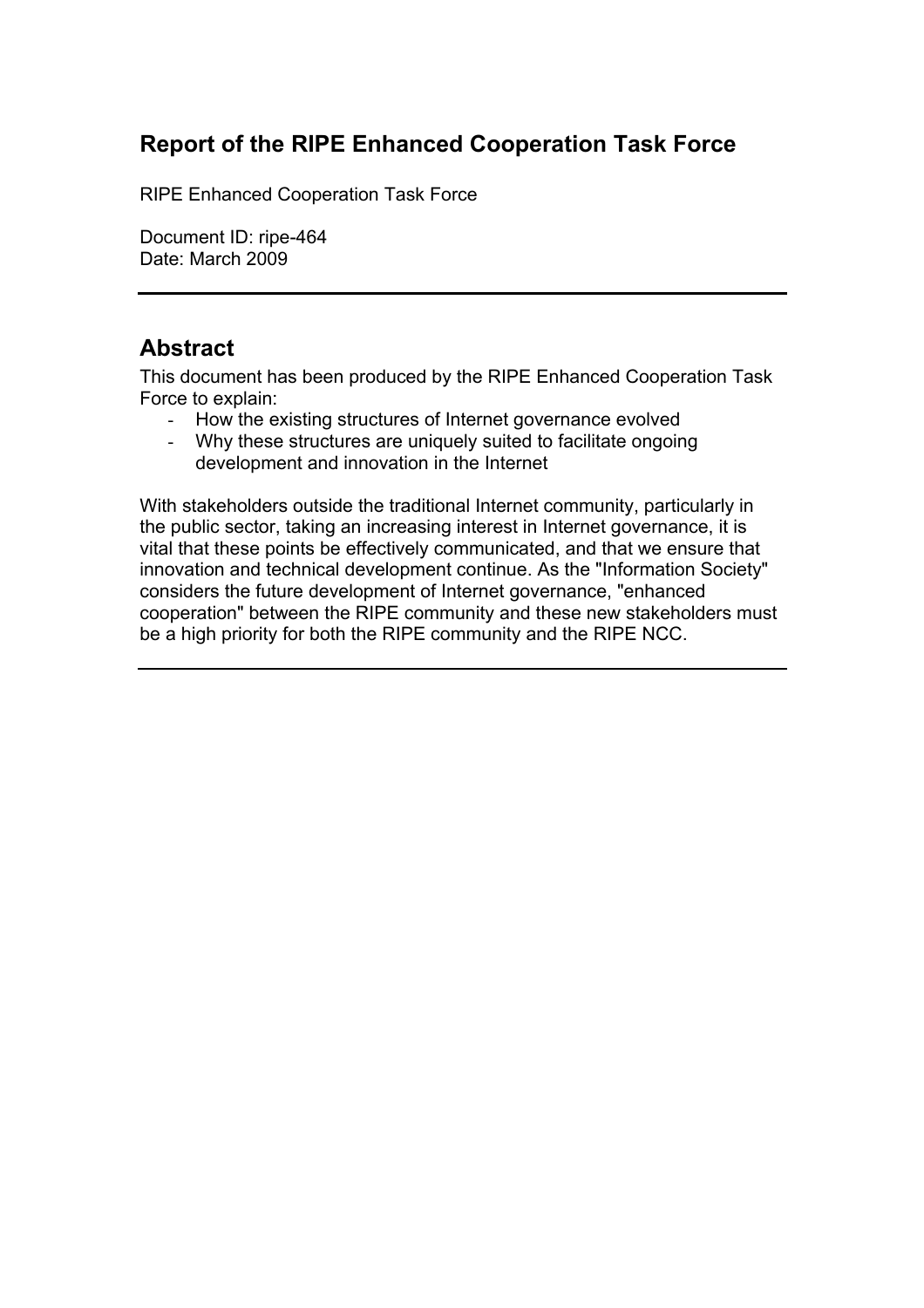# Report of the RIPE Enhanced Cooperation Task Force

RIPE Enhanced Cooperation Task Force

Document ID: ripe-464
Date: March 2009

---

## Abstract

This document has been produced by the RIPE Enhanced Cooperation Task Force to explain:

- How the existing structures of Internet governance evolved
- Why these structures are uniquely suited to facilitate ongoing development and innovation in the Internet

With stakeholders outside the traditional Internet community, particularly in the public sector, taking an increasing interest in Internet governance, it is vital that these points be effectively communicated, and that we ensure that innovation and technical development continue. As the "Information Society" considers the future development of Internet governance, "enhanced cooperation" between the RIPE community and these new stakeholders must be a high priority for both the RIPE community and the RIPE NCC.

---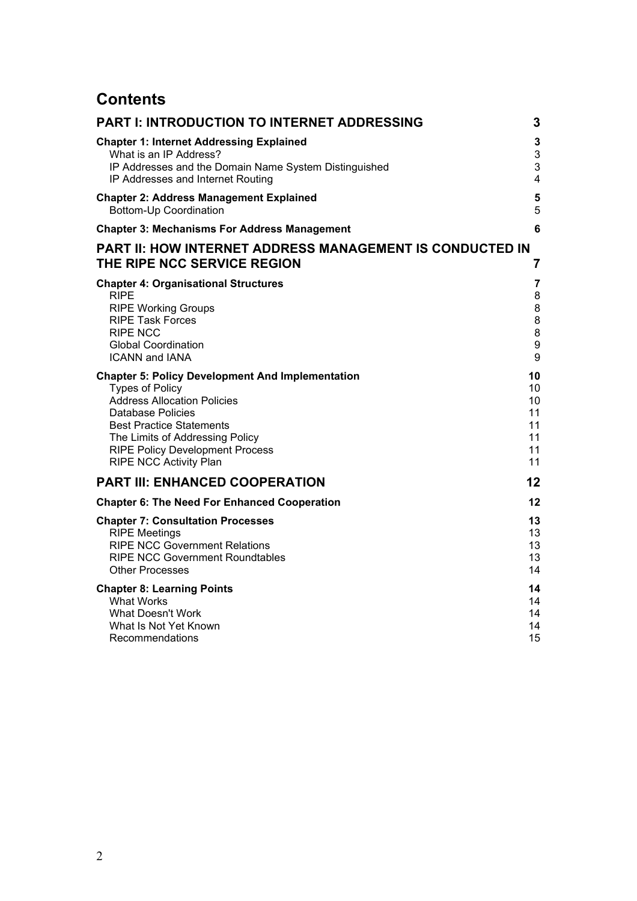# Contents

| | |
|---|---|
| **PART I: INTRODUCTION TO INTERNET ADDRESSING** | **3** |
| **Chapter 1: Internet Addressing Explained** | **3** |
| What is an IP Address? | 3 |
| IP Addresses and the Domain Name System Distinguished | 3 |
| IP Addresses and Internet Routing | 4 |
| **Chapter 2: Address Management Explained** | **5** |
| Bottom-Up Coordination | 5 |
| **Chapter 3: Mechanisms For Address Management** | **6** |
| **PART II: HOW INTERNET ADDRESS MANAGEMENT IS CONDUCTED IN THE RIPE NCC SERVICE REGION** | **7** |
| **Chapter 4: Organisational Structures** | **7** |
| RIPE | 8 |
| RIPE Working Groups | 8 |
| RIPE Task Forces | 8 |
| RIPE NCC | 8 |
| Global Coordination | 9 |
| ICANN and IANA | 9 |
| **Chapter 5: Policy Development And Implementation** | **10** |
| Types of Policy | 10 |
| Address Allocation Policies | 10 |
| Database Policies | 11 |
| Best Practice Statements | 11 |
| The Limits of Addressing Policy | 11 |
| RIPE Policy Development Process | 11 |
| RIPE NCC Activity Plan | 11 |
| **PART III: ENHANCED COOPERATION** | **12** |
| **Chapter 6: The Need For Enhanced Cooperation** | **12** |
| **Chapter 7: Consultation Processes** | **13** |
| RIPE Meetings | 13 |
| RIPE NCC Government Relations | 13 |
| RIPE NCC Government Roundtables | 13 |
| Other Processes | 14 |
| **Chapter 8: Learning Points** | **14** |
| What Works | 14 |
| What Doesn't Work | 14 |
| What Is Not Yet Known | 14 |
| Recommendations | 15 |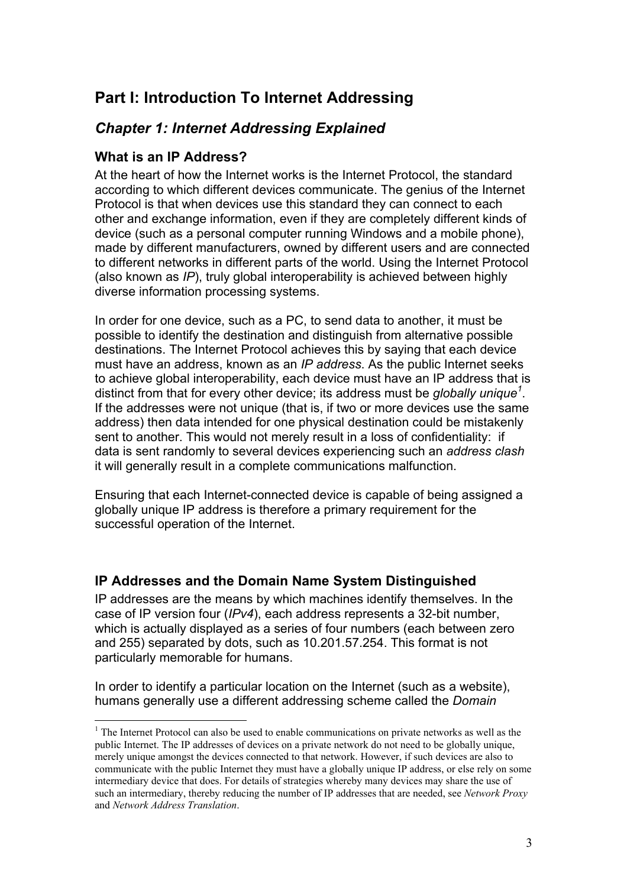# Part I: Introduction To Internet Addressing

## *Chapter 1: Internet Addressing Explained*

### What is an IP Address?

At the heart of how the Internet works is the Internet Protocol, the standard according to which different devices communicate. The genius of the Internet Protocol is that when devices use this standard they can connect to each other and exchange information, even if they are completely different kinds of device (such as a personal computer running Windows and a mobile phone), made by different manufacturers, owned by different users and are connected to different networks in different parts of the world. Using the Internet Protocol (also known as *IP*), truly global interoperability is achieved between highly diverse information processing systems.

In order for one device, such as a PC, to send data to another, it must be possible to identify the destination and distinguish from alternative possible destinations. The Internet Protocol achieves this by saying that each device must have an address, known as an *IP address*. As the public Internet seeks to achieve global interoperability, each device must have an IP address that is distinct from that for every other device; its address must be *globally unique*[1]. If the addresses were not unique (that is, if two or more devices use the same address) then data intended for one physical destination could be mistakenly sent to another. This would not merely result in a loss of confidentiality: if data is sent randomly to several devices experiencing such an *address clash* it will generally result in a complete communications malfunction.

Ensuring that each Internet-connected device is capable of being assigned a globally unique IP address is therefore a primary requirement for the successful operation of the Internet.

### IP Addresses and the Domain Name System Distinguished

IP addresses are the means by which machines identify themselves. In the case of IP version four (*IPv4*), each address represents a 32-bit number, which is actually displayed as a series of four numbers (each between zero and 255) separated by dots, such as 10.201.57.254. This format is not particularly memorable for humans.

In order to identify a particular location on the Internet (such as a website), humans generally use a different addressing scheme called the *Domain*

[1] The Internet Protocol can also be used to enable communications on private networks as well as the public Internet. The IP addresses of devices on a private network do not need to be globally unique, merely unique amongst the devices connected to that network. However, if such devices are also to communicate with the public Internet they must have a globally unique IP address, or else rely on some intermediary device that does. For details of strategies whereby many devices may share the use of such an intermediary, thereby reducing the number of IP addresses that are needed, see *Network Proxy* and *Network Address Translation*.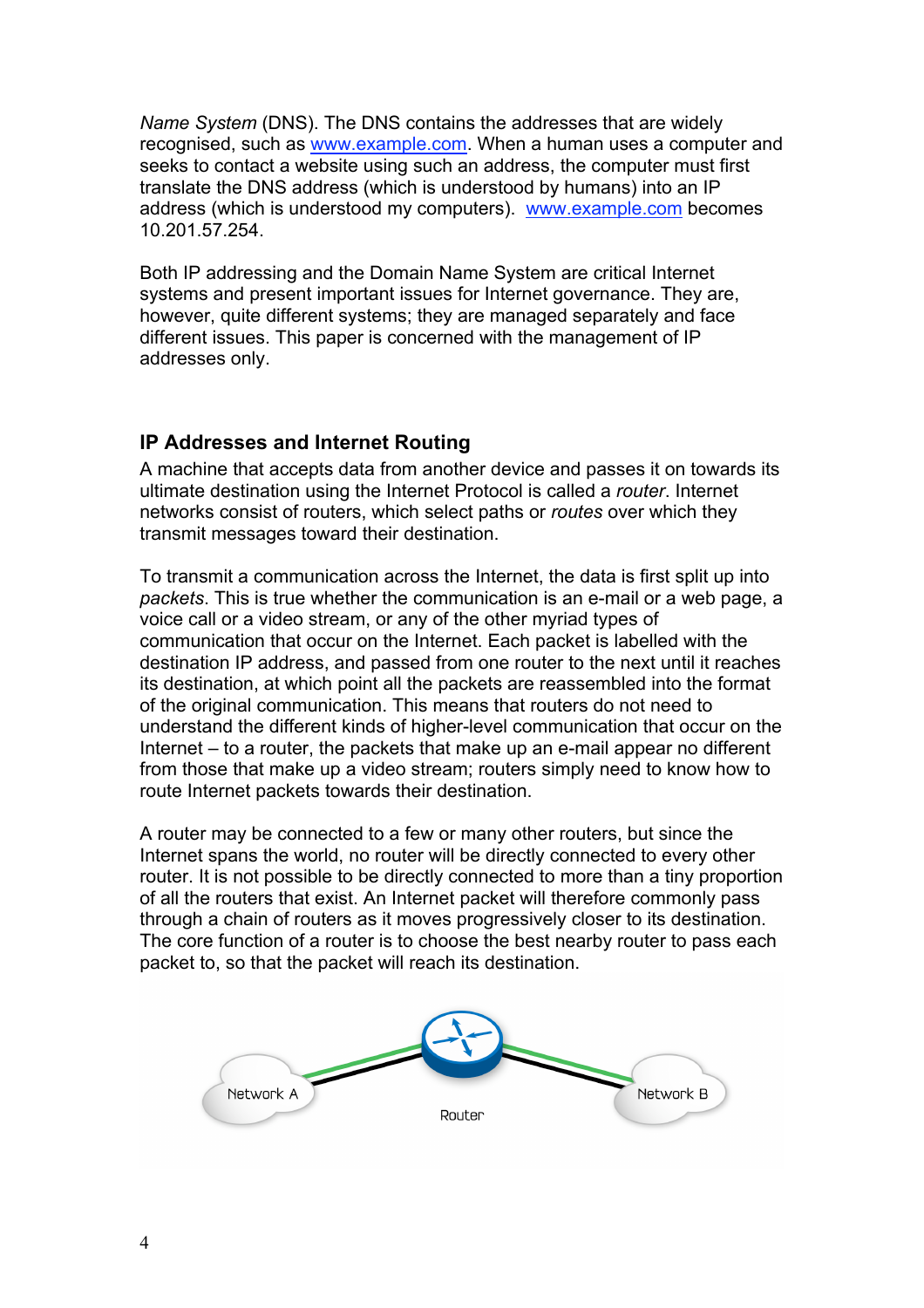*Name System* (DNS). The DNS contains the addresses that are widely recognised, such as www.example.com. When a human uses a computer and seeks to contact a website using such an address, the computer must first translate the DNS address (which is understood by humans) into an IP address (which is understood my computers). www.example.com becomes 10.201.57.254.

Both IP addressing and the Domain Name System are critical Internet systems and present important issues for Internet governance. They are, however, quite different systems; they are managed separately and face different issues. This paper is concerned with the management of IP addresses only.

## IP Addresses and Internet Routing

A machine that accepts data from another device and passes it on towards its ultimate destination using the Internet Protocol is called a *router*. Internet networks consist of routers, which select paths or *routes* over which they transmit messages toward their destination.

To transmit a communication across the Internet, the data is first split up into *packets*. This is true whether the communication is an e-mail or a web page, a voice call or a video stream, or any of the other myriad types of communication that occur on the Internet. Each packet is labelled with the destination IP address, and passed from one router to the next until it reaches its destination, at which point all the packets are reassembled into the format of the original communication. This means that routers do not need to understand the different kinds of higher-level communication that occur on the Internet – to a router, the packets that make up an e-mail appear no different from those that make up a video stream; routers simply need to know how to route Internet packets towards their destination.

A router may be connected to a few or many other routers, but since the Internet spans the world, no router will be directly connected to every other router. It is not possible to be directly connected to more than a tiny proportion of all the routers that exist. An Internet packet will therefore commonly pass through a chain of routers as it moves progressively closer to its destination. The core function of a router is to choose the best nearby router to pass each packet to, so that the packet will reach its destination.

Network A — Router — Network B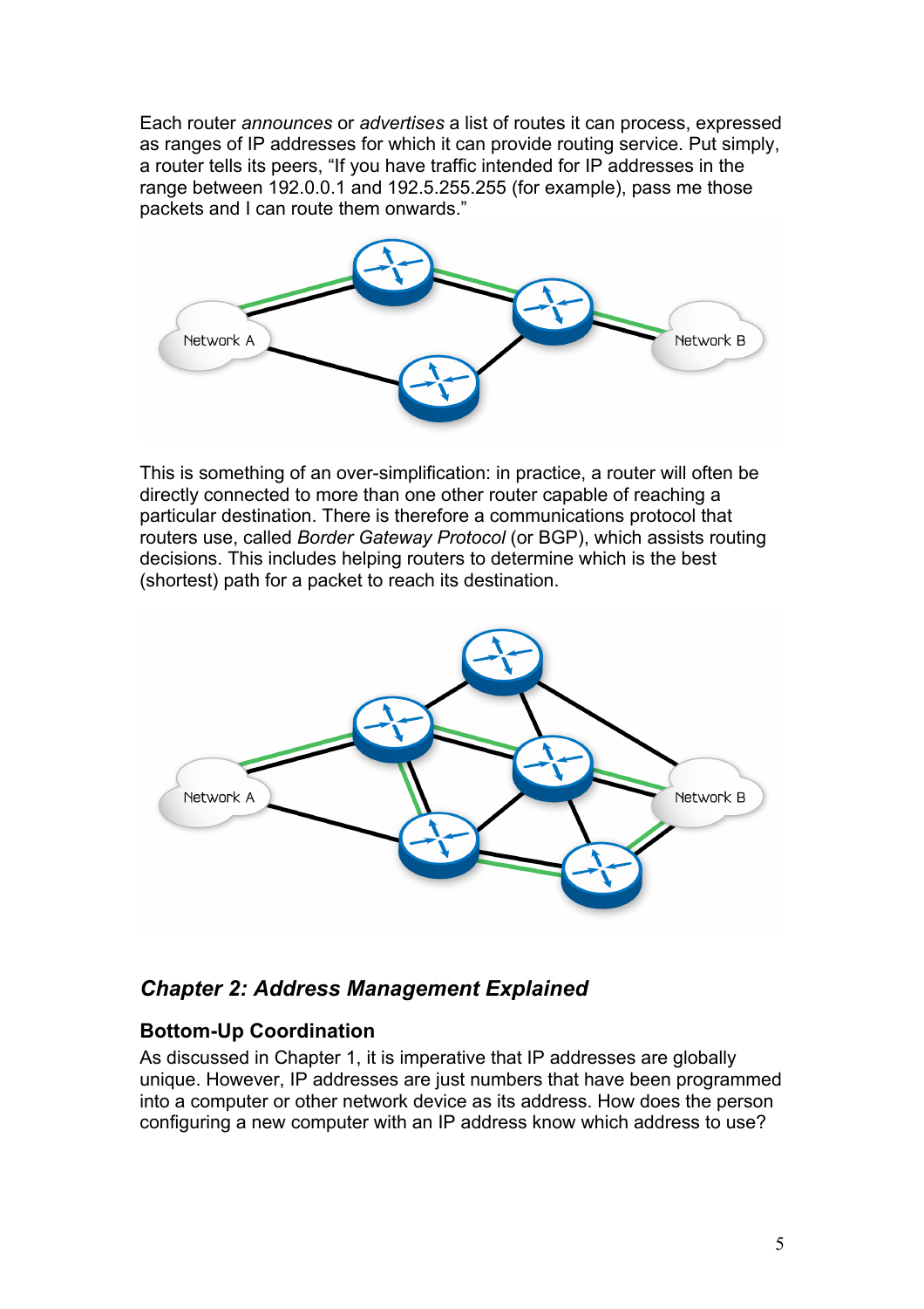Each router *announces* or *advertises* a list of routes it can process, expressed as ranges of IP addresses for which it can provide routing service. Put simply, a router tells its peers, "If you have traffic intended for IP addresses in the range between 192.0.0.1 and 192.5.255.255 (for example), pass me those packets and I can route them onwards."

This is something of an over-simplification: in practice, a router will often be directly connected to more than one other router capable of reaching a particular destination. There is therefore a communications protocol that routers use, called *Border Gateway Protocol* (or BGP), which assists routing decisions. This includes helping routers to determine which is the best (shortest) path for a packet to reach its destination.

## *Chapter 2: Address Management Explained*

### Bottom-Up Coordination

As discussed in Chapter 1, it is imperative that IP addresses are globally unique. However, IP addresses are just numbers that have been programmed into a computer or other network device as its address. How does the person configuring a new computer with an IP address know which address to use?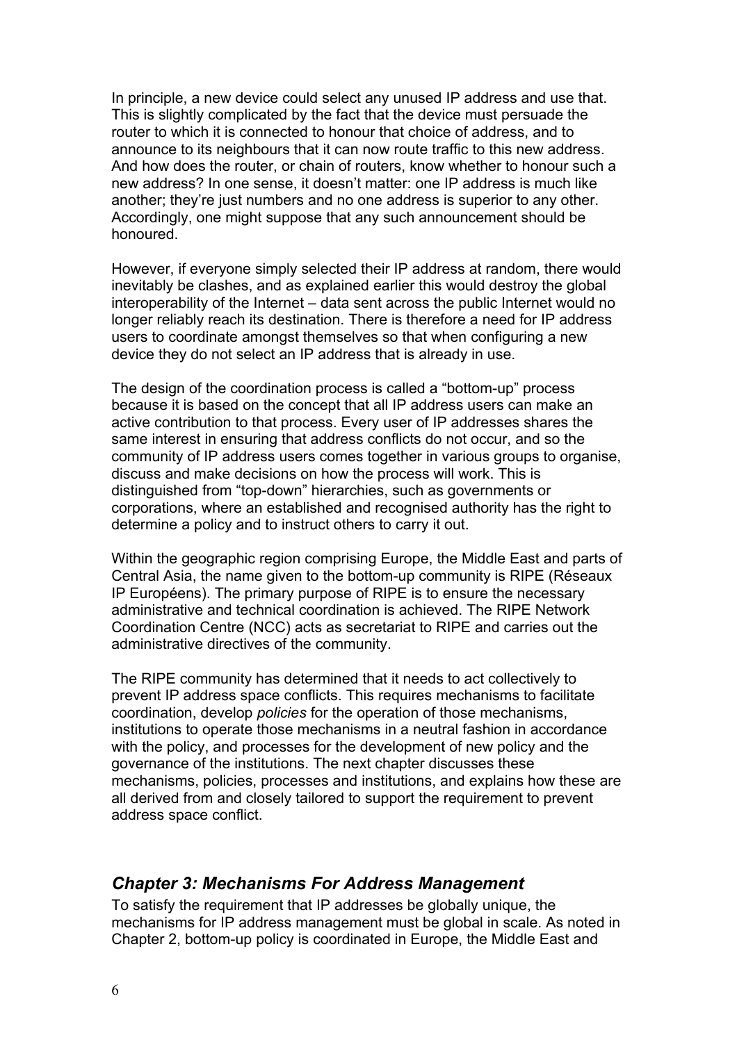In principle, a new device could select any unused IP address and use that. This is slightly complicated by the fact that the device must persuade the router to which it is connected to honour that choice of address, and to announce to its neighbours that it can now route traffic to this new address. And how does the router, or chain of routers, know whether to honour such a new address? In one sense, it doesn't matter: one IP address is much like another; they're just numbers and no one address is superior to any other. Accordingly, one might suppose that any such announcement should be honoured.

However, if everyone simply selected their IP address at random, there would inevitably be clashes, and as explained earlier this would destroy the global interoperability of the Internet – data sent across the public Internet would no longer reliably reach its destination. There is therefore a need for IP address users to coordinate amongst themselves so that when configuring a new device they do not select an IP address that is already in use.

The design of the coordination process is called a "bottom-up" process because it is based on the concept that all IP address users can make an active contribution to that process. Every user of IP addresses shares the same interest in ensuring that address conflicts do not occur, and so the community of IP address users comes together in various groups to organise, discuss and make decisions on how the process will work. This is distinguished from "top-down" hierarchies, such as governments or corporations, where an established and recognised authority has the right to determine a policy and to instruct others to carry it out.

Within the geographic region comprising Europe, the Middle East and parts of Central Asia, the name given to the bottom-up community is RIPE (Réseaux IP Européens). The primary purpose of RIPE is to ensure the necessary administrative and technical coordination is achieved. The RIPE Network Coordination Centre (NCC) acts as secretariat to RIPE and carries out the administrative directives of the community.

The RIPE community has determined that it needs to act collectively to prevent IP address space conflicts. This requires mechanisms to facilitate coordination, develop *policies* for the operation of those mechanisms, institutions to operate those mechanisms in a neutral fashion in accordance with the policy, and processes for the development of new policy and the governance of the institutions. The next chapter discusses these mechanisms, policies, processes and institutions, and explains how these are all derived from and closely tailored to support the requirement to prevent address space conflict.

## *Chapter 3: Mechanisms For Address Management*

To satisfy the requirement that IP addresses be globally unique, the mechanisms for IP address management must be global in scale. As noted in Chapter 2, bottom-up policy is coordinated in Europe, the Middle East and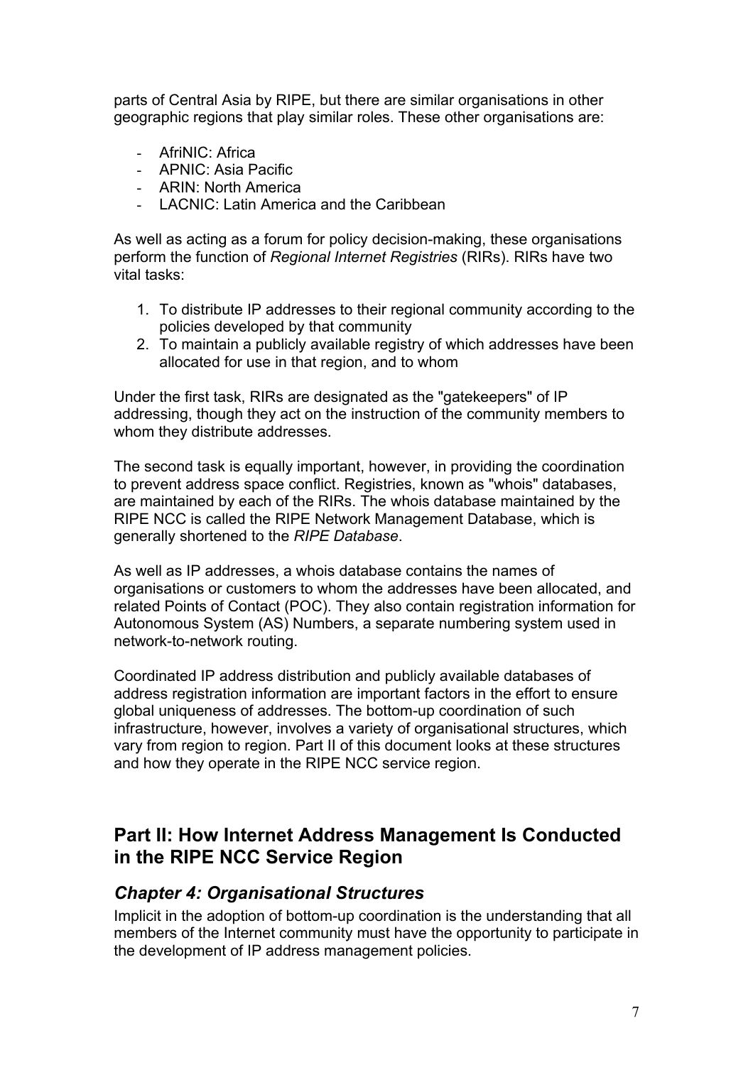parts of Central Asia by RIPE, but there are similar organisations in other geographic regions that play similar roles. These other organisations are:

- AfriNIC: Africa
- APNIC: Asia Pacific
- ARIN: North America
- LACNIC: Latin America and the Caribbean

As well as acting as a forum for policy decision-making, these organisations perform the function of *Regional Internet Registries* (RIRs). RIRs have two vital tasks:

1. To distribute IP addresses to their regional community according to the policies developed by that community
2. To maintain a publicly available registry of which addresses have been allocated for use in that region, and to whom

Under the first task, RIRs are designated as the "gatekeepers" of IP addressing, though they act on the instruction of the community members to whom they distribute addresses.

The second task is equally important, however, in providing the coordination to prevent address space conflict. Registries, known as "whois" databases, are maintained by each of the RIRs. The whois database maintained by the RIPE NCC is called the RIPE Network Management Database, which is generally shortened to the *RIPE Database*.

As well as IP addresses, a whois database contains the names of organisations or customers to whom the addresses have been allocated, and related Points of Contact (POC). They also contain registration information for Autonomous System (AS) Numbers, a separate numbering system used in network-to-network routing.

Coordinated IP address distribution and publicly available databases of address registration information are important factors in the effort to ensure global uniqueness of addresses. The bottom-up coordination of such infrastructure, however, involves a variety of organisational structures, which vary from region to region. Part II of this document looks at these structures and how they operate in the RIPE NCC service region.

## Part II: How Internet Address Management Is Conducted in the RIPE NCC Service Region

### *Chapter 4: Organisational Structures*

Implicit in the adoption of bottom-up coordination is the understanding that all members of the Internet community must have the opportunity to participate in the development of IP address management policies.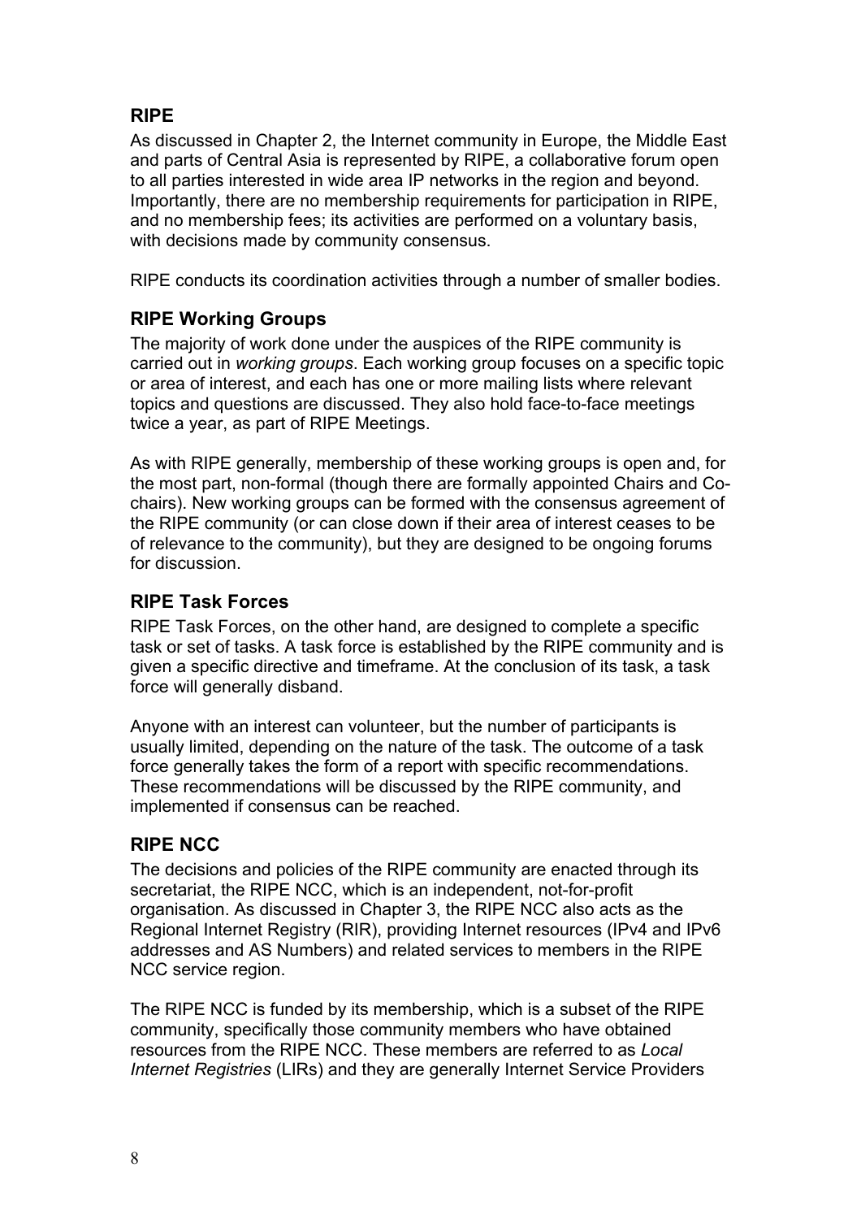## RIPE

As discussed in Chapter 2, the Internet community in Europe, the Middle East and parts of Central Asia is represented by RIPE, a collaborative forum open to all parties interested in wide area IP networks in the region and beyond. Importantly, there are no membership requirements for participation in RIPE, and no membership fees; its activities are performed on a voluntary basis, with decisions made by community consensus.

RIPE conducts its coordination activities through a number of smaller bodies.

## RIPE Working Groups

The majority of work done under the auspices of the RIPE community is carried out in *working groups*. Each working group focuses on a specific topic or area of interest, and each has one or more mailing lists where relevant topics and questions are discussed. They also hold face-to-face meetings twice a year, as part of RIPE Meetings.

As with RIPE generally, membership of these working groups is open and, for the most part, non-formal (though there are formally appointed Chairs and Co-chairs). New working groups can be formed with the consensus agreement of the RIPE community (or can close down if their area of interest ceases to be of relevance to the community), but they are designed to be ongoing forums for discussion.

## RIPE Task Forces

RIPE Task Forces, on the other hand, are designed to complete a specific task or set of tasks. A task force is established by the RIPE community and is given a specific directive and timeframe. At the conclusion of its task, a task force will generally disband.

Anyone with an interest can volunteer, but the number of participants is usually limited, depending on the nature of the task. The outcome of a task force generally takes the form of a report with specific recommendations. These recommendations will be discussed by the RIPE community, and implemented if consensus can be reached.

## RIPE NCC

The decisions and policies of the RIPE community are enacted through its secretariat, the RIPE NCC, which is an independent, not-for-profit organisation. As discussed in Chapter 3, the RIPE NCC also acts as the Regional Internet Registry (RIR), providing Internet resources (IPv4 and IPv6 addresses and AS Numbers) and related services to members in the RIPE NCC service region.

The RIPE NCC is funded by its membership, which is a subset of the RIPE community, specifically those community members who have obtained resources from the RIPE NCC. These members are referred to as *Local Internet Registries* (LIRs) and they are generally Internet Service Providers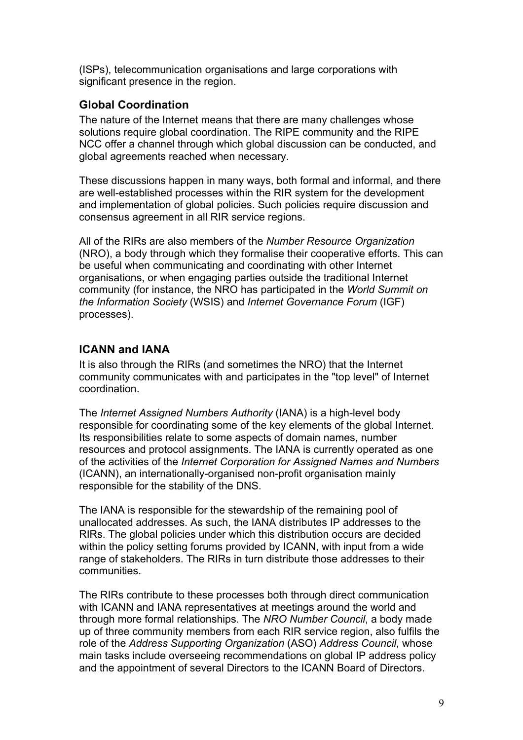(ISPs), telecommunication organisations and large corporations with significant presence in the region.

### Global Coordination

The nature of the Internet means that there are many challenges whose solutions require global coordination. The RIPE community and the RIPE NCC offer a channel through which global discussion can be conducted, and global agreements reached when necessary.

These discussions happen in many ways, both formal and informal, and there are well-established processes within the RIR system for the development and implementation of global policies. Such policies require discussion and consensus agreement in all RIR service regions.

All of the RIRs are also members of the *Number Resource Organization* (NRO), a body through which they formalise their cooperative efforts. This can be useful when communicating and coordinating with other Internet organisations, or when engaging parties outside the traditional Internet community (for instance, the NRO has participated in the *World Summit on the Information Society* (WSIS) and *Internet Governance Forum* (IGF) processes).

### ICANN and IANA

It is also through the RIRs (and sometimes the NRO) that the Internet community communicates with and participates in the "top level" of Internet coordination.

The *Internet Assigned Numbers Authority* (IANA) is a high-level body responsible for coordinating some of the key elements of the global Internet. Its responsibilities relate to some aspects of domain names, number resources and protocol assignments. The IANA is currently operated as one of the activities of the *Internet Corporation for Assigned Names and Numbers* (ICANN), an internationally-organised non-profit organisation mainly responsible for the stability of the DNS.

The IANA is responsible for the stewardship of the remaining pool of unallocated addresses. As such, the IANA distributes IP addresses to the RIRs. The global policies under which this distribution occurs are decided within the policy setting forums provided by ICANN, with input from a wide range of stakeholders. The RIRs in turn distribute those addresses to their communities.

The RIRs contribute to these processes both through direct communication with ICANN and IANA representatives at meetings around the world and through more formal relationships. The *NRO Number Council*, a body made up of three community members from each RIR service region, also fulfils the role of the *Address Supporting Organization* (ASO) *Address Council*, whose main tasks include overseeing recommendations on global IP address policy and the appointment of several Directors to the ICANN Board of Directors.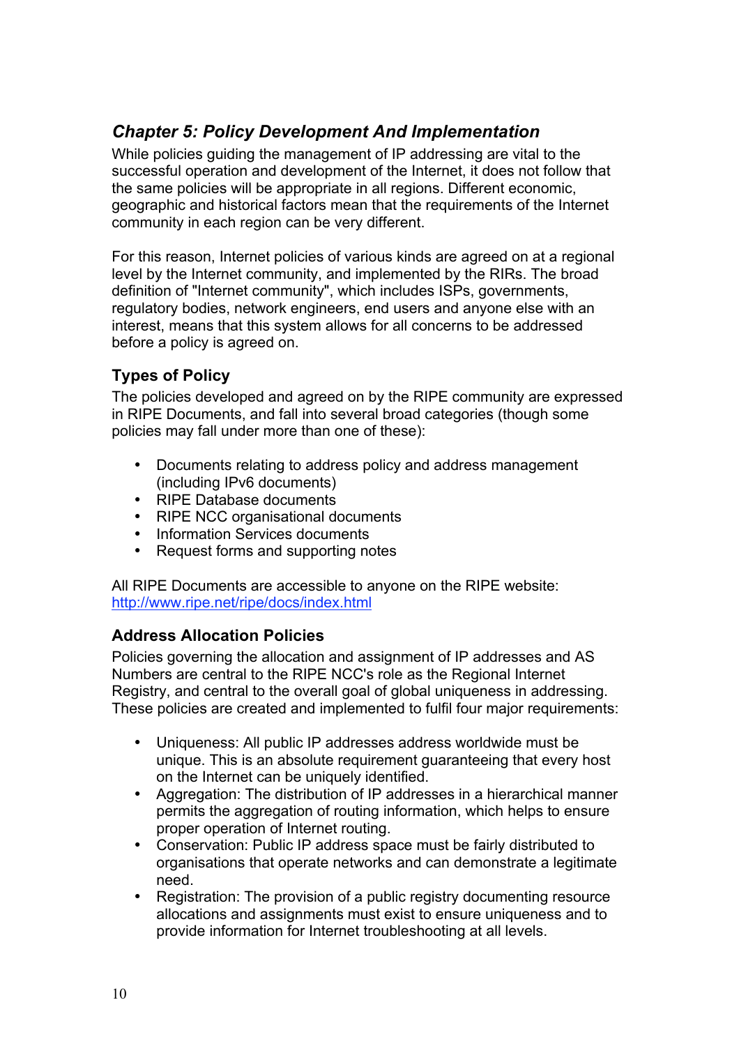## *Chapter 5: Policy Development And Implementation*

While policies guiding the management of IP addressing are vital to the successful operation and development of the Internet, it does not follow that the same policies will be appropriate in all regions. Different economic, geographic and historical factors mean that the requirements of the Internet community in each region can be very different.

For this reason, Internet policies of various kinds are agreed on at a regional level by the Internet community, and implemented by the RIRs. The broad definition of "Internet community", which includes ISPs, governments, regulatory bodies, network engineers, end users and anyone else with an interest, means that this system allows for all concerns to be addressed before a policy is agreed on.

### Types of Policy

The policies developed and agreed on by the RIPE community are expressed in RIPE Documents, and fall into several broad categories (though some policies may fall under more than one of these):

- Documents relating to address policy and address management (including IPv6 documents)
- RIPE Database documents
- RIPE NCC organisational documents
- Information Services documents
- Request forms and supporting notes

All RIPE Documents are accessible to anyone on the RIPE website: [http://www.ripe.net/ripe/docs/index.html](http://www.ripe.net/ripe/docs/index.html)

### Address Allocation Policies

Policies governing the allocation and assignment of IP addresses and AS Numbers are central to the RIPE NCC's role as the Regional Internet Registry, and central to the overall goal of global uniqueness in addressing. These policies are created and implemented to fulfil four major requirements:

- Uniqueness: All public IP addresses address worldwide must be unique. This is an absolute requirement guaranteeing that every host on the Internet can be uniquely identified.
- Aggregation: The distribution of IP addresses in a hierarchical manner permits the aggregation of routing information, which helps to ensure proper operation of Internet routing.
- Conservation: Public IP address space must be fairly distributed to organisations that operate networks and can demonstrate a legitimate need.
- Registration: The provision of a public registry documenting resource allocations and assignments must exist to ensure uniqueness and to provide information for Internet troubleshooting at all levels.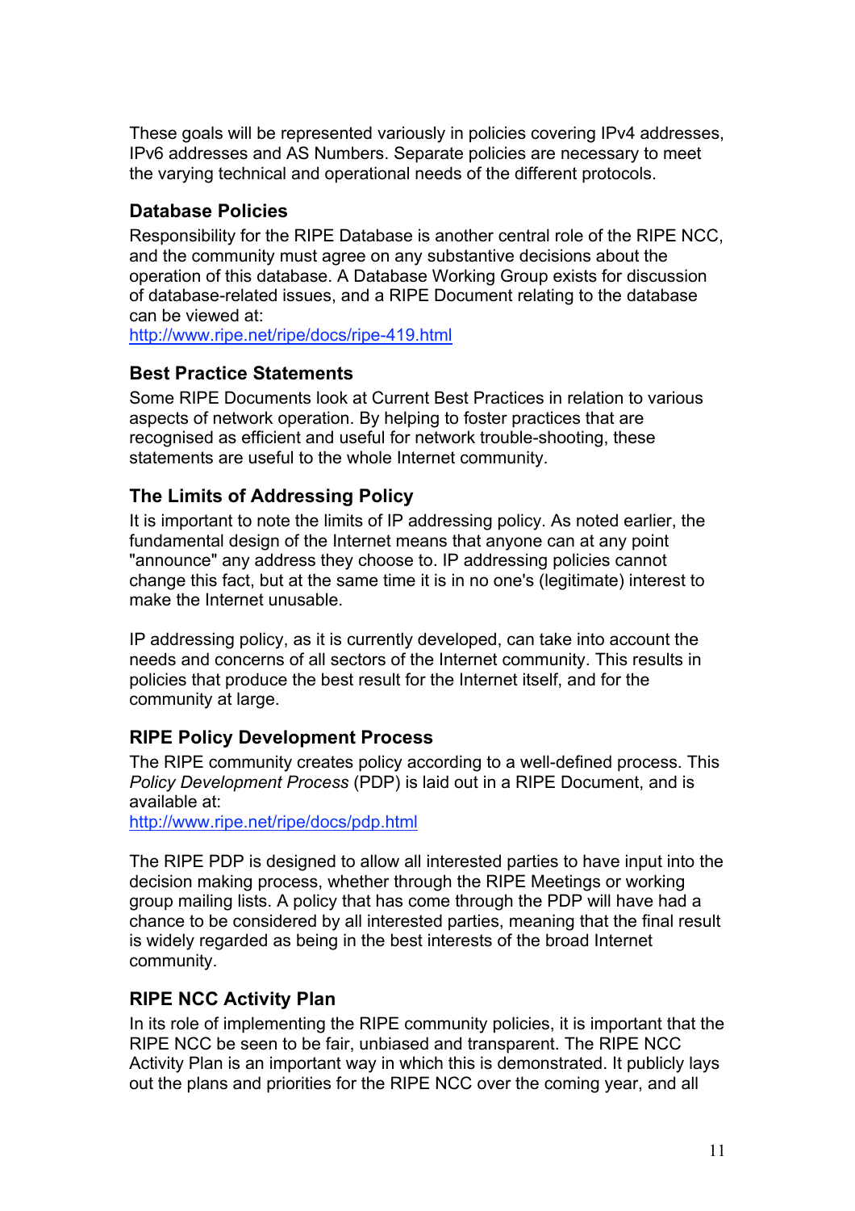These goals will be represented variously in policies covering IPv4 addresses, IPv6 addresses and AS Numbers. Separate policies are necessary to meet the varying technical and operational needs of the different protocols.

### Database Policies

Responsibility for the RIPE Database is another central role of the RIPE NCC, and the community must agree on any substantive decisions about the operation of this database. A Database Working Group exists for discussion of database-related issues, and a RIPE Document relating to the database can be viewed at:
[http://www.ripe.net/ripe/docs/ripe-419.html](http://www.ripe.net/ripe/docs/ripe-419.html)

### Best Practice Statements

Some RIPE Documents look at Current Best Practices in relation to various aspects of network operation. By helping to foster practices that are recognised as efficient and useful for network trouble-shooting, these statements are useful to the whole Internet community.

### The Limits of Addressing Policy

It is important to note the limits of IP addressing policy. As noted earlier, the fundamental design of the Internet means that anyone can at any point "announce" any address they choose to. IP addressing policies cannot change this fact, but at the same time it is in no one's (legitimate) interest to make the Internet unusable.

IP addressing policy, as it is currently developed, can take into account the needs and concerns of all sectors of the Internet community. This results in policies that produce the best result for the Internet itself, and for the community at large.

### RIPE Policy Development Process

The RIPE community creates policy according to a well-defined process. This *Policy Development Process* (PDP) is laid out in a RIPE Document, and is available at:
[http://www.ripe.net/ripe/docs/pdp.html](http://www.ripe.net/ripe/docs/pdp.html)

The RIPE PDP is designed to allow all interested parties to have input into the decision making process, whether through the RIPE Meetings or working group mailing lists. A policy that has come through the PDP will have had a chance to be considered by all interested parties, meaning that the final result is widely regarded as being in the best interests of the broad Internet community.

### RIPE NCC Activity Plan

In its role of implementing the RIPE community policies, it is important that the RIPE NCC be seen to be fair, unbiased and transparent. The RIPE NCC Activity Plan is an important way in which this is demonstrated. It publicly lays out the plans and priorities for the RIPE NCC over the coming year, and all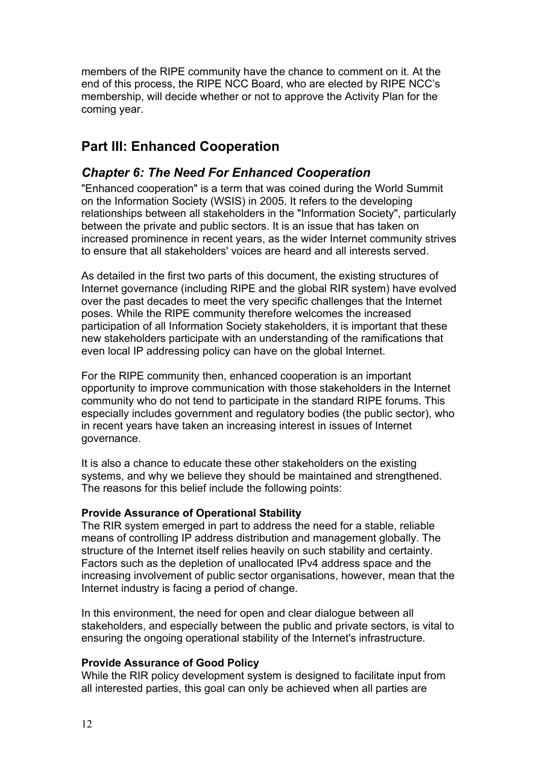members of the RIPE community have the chance to comment on it. At the end of this process, the RIPE NCC Board, who are elected by RIPE NCC's membership, will decide whether or not to approve the Activity Plan for the coming year.

## Part III: Enhanced Cooperation

### *Chapter 6: The Need For Enhanced Cooperation*

"Enhanced cooperation" is a term that was coined during the World Summit on the Information Society (WSIS) in 2005. It refers to the developing relationships between all stakeholders in the "Information Society", particularly between the private and public sectors. It is an issue that has taken on increased prominence in recent years, as the wider Internet community strives to ensure that all stakeholders' voices are heard and all interests served.

As detailed in the first two parts of this document, the existing structures of Internet governance (including RIPE and the global RIR system) have evolved over the past decades to meet the very specific challenges that the Internet poses. While the RIPE community therefore welcomes the increased participation of all Information Society stakeholders, it is important that these new stakeholders participate with an understanding of the ramifications that even local IP addressing policy can have on the global Internet.

For the RIPE community then, enhanced cooperation is an important opportunity to improve communication with those stakeholders in the Internet community who do not tend to participate in the standard RIPE forums. This especially includes government and regulatory bodies (the public sector), who in recent years have taken an increasing interest in issues of Internet governance.

It is also a chance to educate these other stakeholders on the existing systems, and why we believe they should be maintained and strengthened. The reasons for this belief include the following points:

**Provide Assurance of Operational Stability**

The RIR system emerged in part to address the need for a stable, reliable means of controlling IP address distribution and management globally. The structure of the Internet itself relies heavily on such stability and certainty. Factors such as the depletion of unallocated IPv4 address space and the increasing involvement of public sector organisations, however, mean that the Internet industry is facing a period of change.

In this environment, the need for open and clear dialogue between all stakeholders, and especially between the public and private sectors, is vital to ensuring the ongoing operational stability of the Internet's infrastructure.

**Provide Assurance of Good Policy**

While the RIR policy development system is designed to facilitate input from all interested parties, this goal can only be achieved when all parties are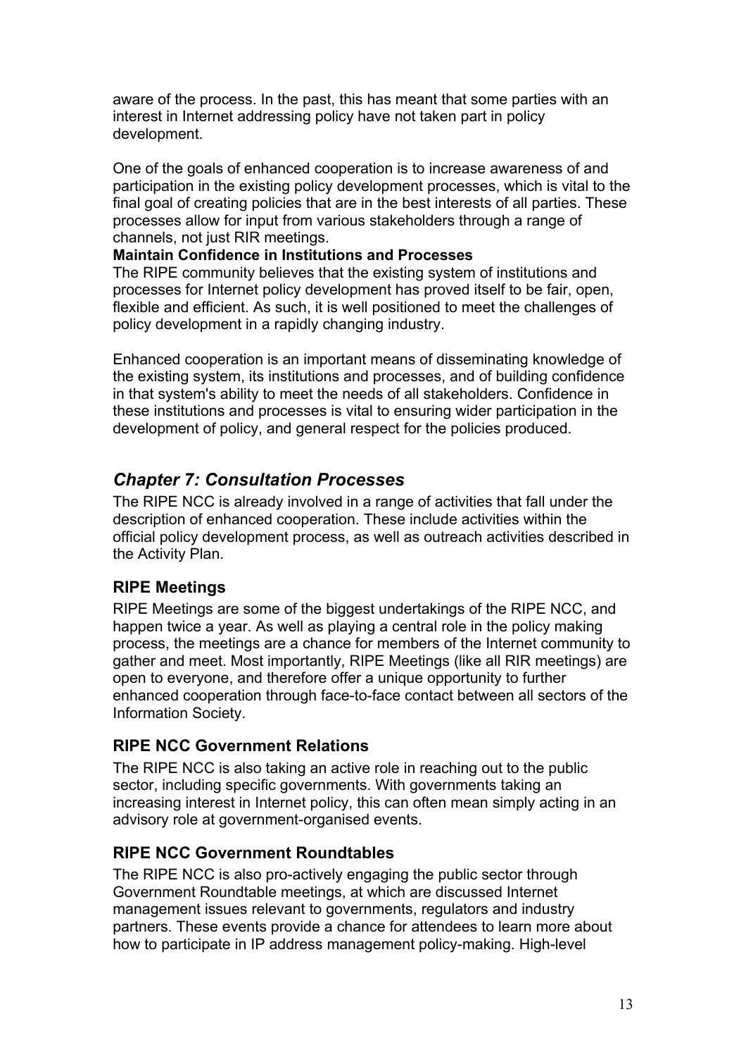aware of the process. In the past, this has meant that some parties with an interest in Internet addressing policy have not taken part in policy development.

One of the goals of enhanced cooperation is to increase awareness of and participation in the existing policy development processes, which is vital to the final goal of creating policies that are in the best interests of all parties. These processes allow for input from various stakeholders through a range of channels, not just RIR meetings.

**Maintain Confidence in Institutions and Processes**

The RIPE community believes that the existing system of institutions and processes for Internet policy development has proved itself to be fair, open, flexible and efficient. As such, it is well positioned to meet the challenges of policy development in a rapidly changing industry.

Enhanced cooperation is an important means of disseminating knowledge of the existing system, its institutions and processes, and of building confidence in that system's ability to meet the needs of all stakeholders. Confidence in these institutions and processes is vital to ensuring wider participation in the development of policy, and general respect for the policies produced.

## *Chapter 7: Consultation Processes*

The RIPE NCC is already involved in a range of activities that fall under the description of enhanced cooperation. These include activities within the official policy development process, as well as outreach activities described in the Activity Plan.

### RIPE Meetings

RIPE Meetings are some of the biggest undertakings of the RIPE NCC, and happen twice a year. As well as playing a central role in the policy making process, the meetings are a chance for members of the Internet community to gather and meet. Most importantly, RIPE Meetings (like all RIR meetings) are open to everyone, and therefore offer a unique opportunity to further enhanced cooperation through face-to-face contact between all sectors of the Information Society.

### RIPE NCC Government Relations

The RIPE NCC is also taking an active role in reaching out to the public sector, including specific governments. With governments taking an increasing interest in Internet policy, this can often mean simply acting in an advisory role at government-organised events.

### RIPE NCC Government Roundtables

The RIPE NCC is also pro-actively engaging the public sector through Government Roundtable meetings, at which are discussed Internet management issues relevant to governments, regulators and industry partners. These events provide a chance for attendees to learn more about how to participate in IP address management policy-making. High-level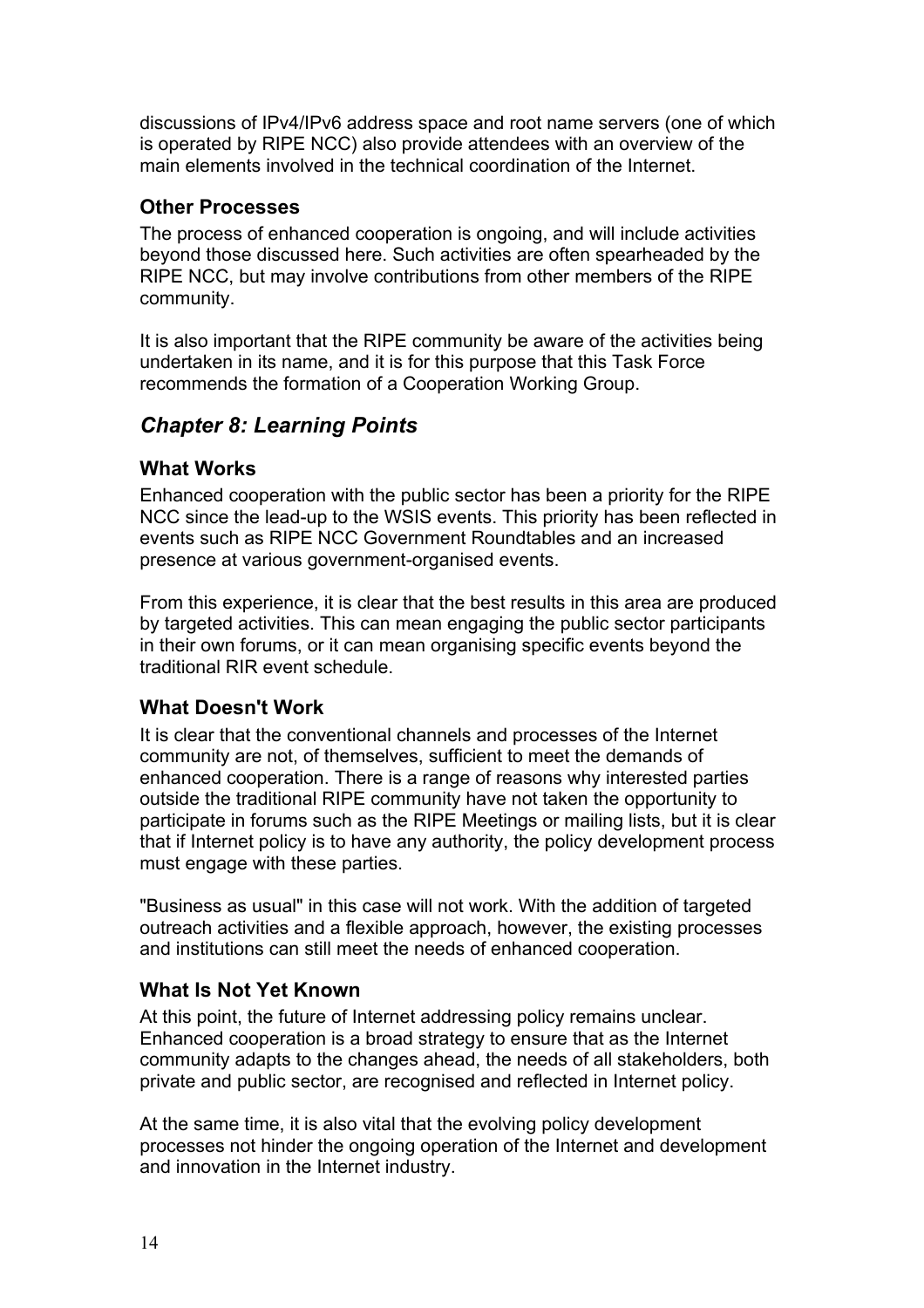discussions of IPv4/IPv6 address space and root name servers (one of which is operated by RIPE NCC) also provide attendees with an overview of the main elements involved in the technical coordination of the Internet.

### Other Processes

The process of enhanced cooperation is ongoing, and will include activities beyond those discussed here. Such activities are often spearheaded by the RIPE NCC, but may involve contributions from other members of the RIPE community.

It is also important that the RIPE community be aware of the activities being undertaken in its name, and it is for this purpose that this Task Force recommends the formation of a Cooperation Working Group.

## *Chapter 8: Learning Points*

### What Works

Enhanced cooperation with the public sector has been a priority for the RIPE NCC since the lead-up to the WSIS events. This priority has been reflected in events such as RIPE NCC Government Roundtables and an increased presence at various government-organised events.

From this experience, it is clear that the best results in this area are produced by targeted activities. This can mean engaging the public sector participants in their own forums, or it can mean organising specific events beyond the traditional RIR event schedule.

### What Doesn't Work

It is clear that the conventional channels and processes of the Internet community are not, of themselves, sufficient to meet the demands of enhanced cooperation. There is a range of reasons why interested parties outside the traditional RIPE community have not taken the opportunity to participate in forums such as the RIPE Meetings or mailing lists, but it is clear that if Internet policy is to have any authority, the policy development process must engage with these parties.

"Business as usual" in this case will not work. With the addition of targeted outreach activities and a flexible approach, however, the existing processes and institutions can still meet the needs of enhanced cooperation.

### What Is Not Yet Known

At this point, the future of Internet addressing policy remains unclear. Enhanced cooperation is a broad strategy to ensure that as the Internet community adapts to the changes ahead, the needs of all stakeholders, both private and public sector, are recognised and reflected in Internet policy.

At the same time, it is also vital that the evolving policy development processes not hinder the ongoing operation of the Internet and development and innovation in the Internet industry.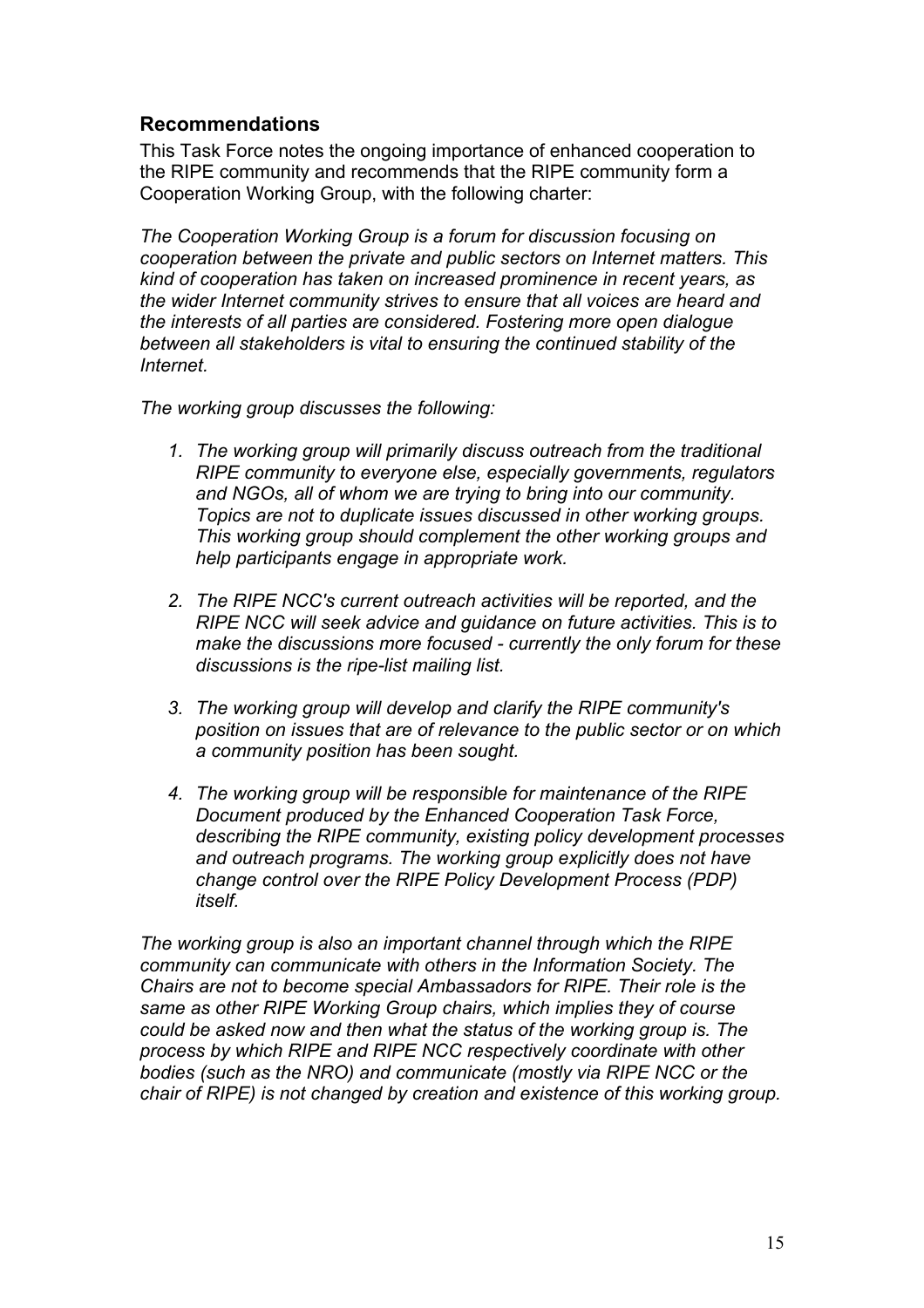### Recommendations

This Task Force notes the ongoing importance of enhanced cooperation to the RIPE community and recommends that the RIPE community form a Cooperation Working Group, with the following charter:

*The Cooperation Working Group is a forum for discussion focusing on cooperation between the private and public sectors on Internet matters. This kind of cooperation has taken on increased prominence in recent years, as the wider Internet community strives to ensure that all voices are heard and the interests of all parties are considered. Fostering more open dialogue between all stakeholders is vital to ensuring the continued stability of the Internet.*

*The working group discusses the following:*

1. *The working group will primarily discuss outreach from the traditional RIPE community to everyone else, especially governments, regulators and NGOs, all of whom we are trying to bring into our community. Topics are not to duplicate issues discussed in other working groups. This working group should complement the other working groups and help participants engage in appropriate work.*
2. *The RIPE NCC's current outreach activities will be reported, and the RIPE NCC will seek advice and guidance on future activities. This is to make the discussions more focused - currently the only forum for these discussions is the ripe-list mailing list.*
3. *The working group will develop and clarify the RIPE community's position on issues that are of relevance to the public sector or on which a community position has been sought.*
4. *The working group will be responsible for maintenance of the RIPE Document produced by the Enhanced Cooperation Task Force, describing the RIPE community, existing policy development processes and outreach programs. The working group explicitly does not have change control over the RIPE Policy Development Process (PDP) itself.*

*The working group is also an important channel through which the RIPE community can communicate with others in the Information Society. The Chairs are not to become special Ambassadors for RIPE. Their role is the same as other RIPE Working Group chairs, which implies they of course could be asked now and then what the status of the working group is. The process by which RIPE and RIPE NCC respectively coordinate with other bodies (such as the NRO) and communicate (mostly via RIPE NCC or the chair of RIPE) is not changed by creation and existence of this working group.*